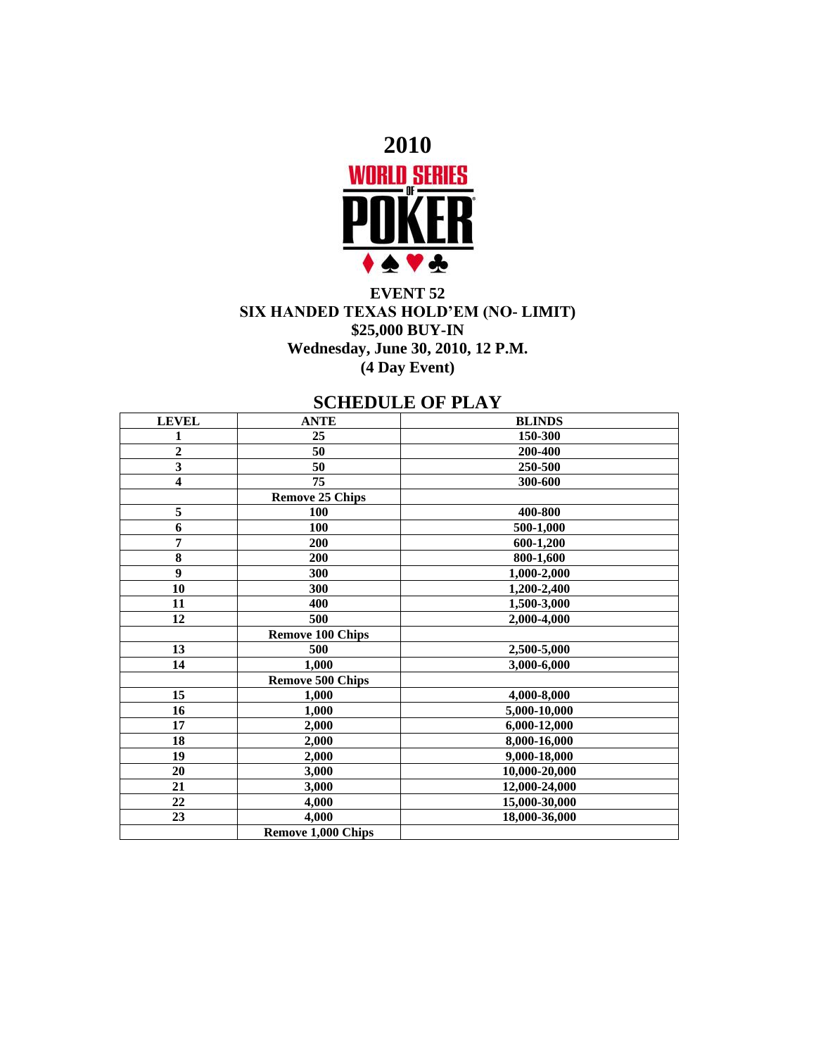# 2010

WORLD SERIES OF POKER

## EVENT 52
## SIX HANDED TEXAS HOLD'EM (NO- LIMIT)
## $25,000 BUY-IN
## Wednesday, June 30, 2010, 12 P.M.
## (4 Day Event)

## SCHEDULE OF PLAY

| LEVEL | ANTE | BLINDS |
|---|---|---|
| 1 | 25 | 150-300 |
| 2 | 50 | 200-400 |
| 3 | 50 | 250-500 |
| 4 | 75 | 300-600 |
| | Remove 25 Chips | |
| 5 | 100 | 400-800 |
| 6 | 100 | 500-1,000 |
| 7 | 200 | 600-1,200 |
| 8 | 200 | 800-1,600 |
| 9 | 300 | 1,000-2,000 |
| 10 | 300 | 1,200-2,400 |
| 11 | 400 | 1,500-3,000 |
| 12 | 500 | 2,000-4,000 |
| | Remove 100 Chips | |
| 13 | 500 | 2,500-5,000 |
| 14 | 1,000 | 3,000-6,000 |
| | Remove 500 Chips | |
| 15 | 1,000 | 4,000-8,000 |
| 16 | 1,000 | 5,000-10,000 |
| 17 | 2,000 | 6,000-12,000 |
| 18 | 2,000 | 8,000-16,000 |
| 19 | 2,000 | 9,000-18,000 |
| 20 | 3,000 | 10,000-20,000 |
| 21 | 3,000 | 12,000-24,000 |
| 22 | 4,000 | 15,000-30,000 |
| 23 | 4,000 | 18,000-36,000 |
| | Remove 1,000 Chips | |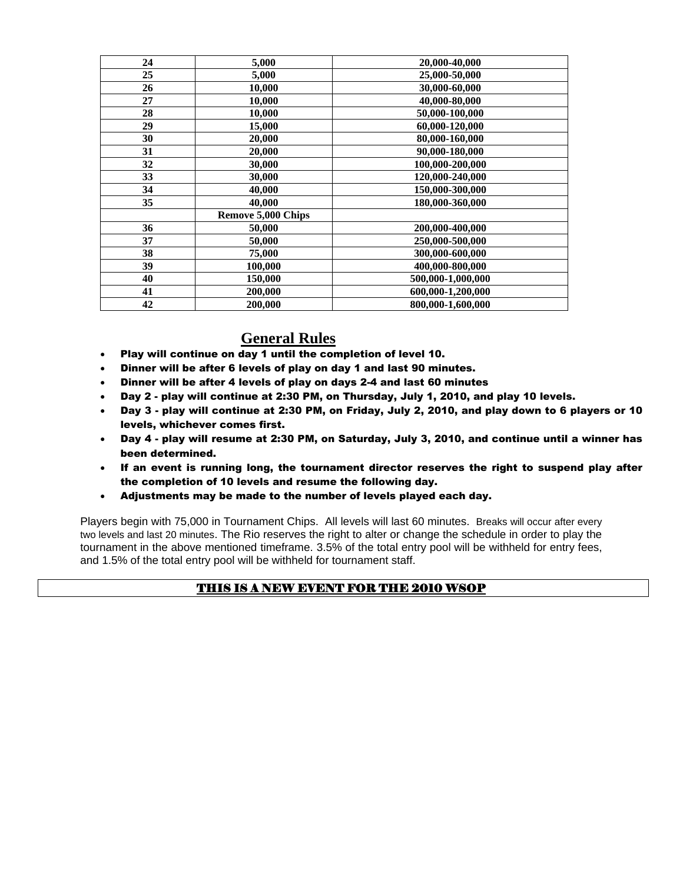| | | |
|---|---|---|
| **24** | **5,000** | **20,000-40,000** |
| **25** | **5,000** | **25,000-50,000** |
| **26** | **10,000** | **30,000-60,000** |
| **27** | **10,000** | **40,000-80,000** |
| **28** | **10,000** | **50,000-100,000** |
| **29** | **15,000** | **60,000-120,000** |
| **30** | **20,000** | **80,000-160,000** |
| **31** | **20,000** | **90,000-180,000** |
| **32** | **30,000** | **100,000-200,000** |
| **33** | **30,000** | **120,000-240,000** |
| **34** | **40,000** | **150,000-300,000** |
| **35** | **40,000** | **180,000-360,000** |
| | **Remove 5,000 Chips** | |
| **36** | **50,000** | **200,000-400,000** |
| **37** | **50,000** | **250,000-500,000** |
| **38** | **75,000** | **300,000-600,000** |
| **39** | **100,000** | **400,000-800,000** |
| **40** | **150,000** | **500,000-1,000,000** |
| **41** | **200,000** | **600,000-1,200,000** |
| **42** | **200,000** | **800,000-1,600,000** |

## General Rules

- **Play will continue on day 1 until the completion of level 10.**
- **Dinner will be after 6 levels of play on day 1 and last 90 minutes.**
- **Dinner will be after 4 levels of play on days 2-4 and last 60 minutes**
- **Day 2 - play will continue at 2:30 PM, on Thursday, July 1, 2010, and play 10 levels.**
- **Day 3 - play will continue at 2:30 PM, on Friday, July 2, 2010, and play down to 6 players or 10 levels, whichever comes first.**
- **Day 4 - play will resume at 2:30 PM, on Saturday, July 3, 2010, and continue until a winner has been determined.**
- **If an event is running long, the tournament director reserves the right to suspend play after the completion of 10 levels and resume the following day.**
- **Adjustments may be made to the number of levels played each day.**

Players begin with 75,000 in Tournament Chips. All levels will last 60 minutes. Breaks will occur after every two levels and last 20 minutes. The Rio reserves the right to alter or change the schedule in order to play the tournament in the above mentioned timeframe. 3.5% of the total entry pool will be withheld for entry fees, and 1.5% of the total entry pool will be withheld for tournament staff.

**THIS IS A NEW EVENT FOR THE 2010 WSOP**